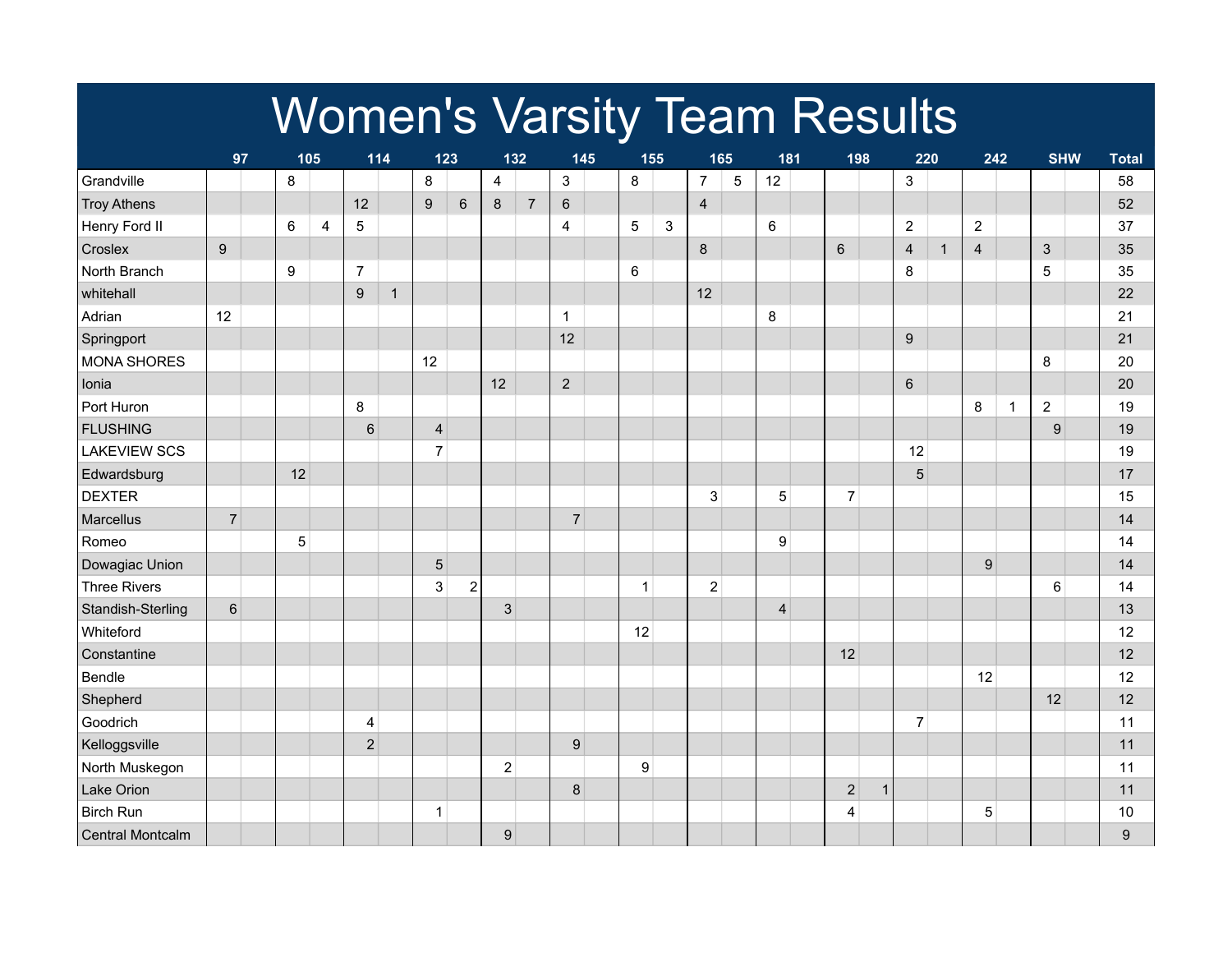# Women's Varsity Team Results

| | 97 | | 105 | | 114 | | 123 | | 132 | | 145 | | 155 | | 165 | | 181 | | 198 | | 220 | | 242 | | SHW | | Total |
|---|---|---|---|---|---|---|---|---|---|---|---|---|---|---|---|---|---|---|---|---|---|---|---|---|---|---|---|
| Grandville | | | 8 | | | | 8 | | 4 | | 3 | | 8 | | 7 | 5 | 12 | | | | 3 | | | | | | 58 |
| Troy Athens | | | | | 12 | | 9 | 6 | 8 | 7 | 6 | | | | 4 | | | | | | | | | | | | 52 |
| Henry Ford II | | | 6 | 4 | 5 | | | | | | 4 | | 5 | 3 | | | 6 | | | | 2 | | 2 | | | | 37 |
| Croslex | 9 | | | | | | | | | | | | | | 8 | | | | 6 | | 4 | 1 | 4 | | 3 | | 35 |
| North Branch | | | 9 | | 7 | | | | | | | | 6 | | | | | | | | 8 | | | | 5 | | 35 |
| whitehall | | | | | 9 | 1 | | | | | | | | | 12 | | | | | | | | | | | | 22 |
| Adrian | 12 | | | | | | | | | | 1 | | | | | | 8 | | | | | | | | | | 21 |
| Springport | | | | | | | | | | | 12 | | | | | | | | | | 9 | | | | | | 21 |
| MONA SHORES | | | | | | | 12 | | | | | | | | | | | | | | | | | | 8 | | 20 |
| Ionia | | | | | | | | | 12 | | 2 | | | | | | | | | | 6 | | | | | | 20 |
| Port Huron | | | | | 8 | | | | | | | | | | | | | | | | | | 8 | 1 | 2 | | 19 |
| FLUSHING | | | | | 6 | | 4 | | | | | | | | | | | | | | | | | | 9 | | 19 |
| LAKEVIEW SCS | | | | | | | 7 | | | | | | | | | | | | | | 12 | | | | | | 19 |
| Edwardsburg | | | 12 | | | | | | | | | | | | | | | | | | 5 | | | | | | 17 |
| DEXTER | | | | | | | | | | | | | | | 3 | | 5 | | 7 | | | | | | | | 15 |
| Marcellus | 7 | | | | | | | | | | 7 | | | | | | | | | | | | | | | | 14 |
| Romeo | | | 5 | | | | | | | | | | | | | | 9 | | | | | | | | | | 14 |
| Dowagiac Union | | | | | | | 5 | | | | | | | | | | | | | | | | 9 | | | | 14 |
| Three Rivers | | | | | | | 3 | 2 | | | | | 1 | | 2 | | | | | | | | | | 6 | | 14 |
| Standish-Sterling | 6 | | | | | | | | 3 | | | | | | | | 4 | | | | | | | | | | 13 |
| Whiteford | | | | | | | | | | | | | 12 | | | | | | | | | | | | | | 12 |
| Constantine | | | | | | | | | | | | | | | | | | | 12 | | | | | | | | 12 |
| Bendle | | | | | | | | | | | | | | | | | | | | | | | 12 | | | | 12 |
| Shepherd | | | | | | | | | | | | | | | | | | | | | | | | | 12 | | 12 |
| Goodrich | | | | | 4 | | | | | | | | | | | | | | | | 7 | | | | | | 11 |
| Kelloggsville | | | | | 2 | | | | | | 9 | | | | | | | | | | | | | | | | 11 |
| North Muskegon | | | | | | | | | 2 | | | | 9 | | | | | | | | | | | | | | 11 |
| Lake Orion | | | | | | | | | | | 8 | | | | | | | | 2 | 1 | | | | | | | 11 |
| Birch Run | | | | | | | 1 | | | | | | | | | | | | 4 | | | | 5 | | | | 10 |
| Central Montcalm | | | | | | | | | 9 | | | | | | | | | | | | | | | | | | 9 |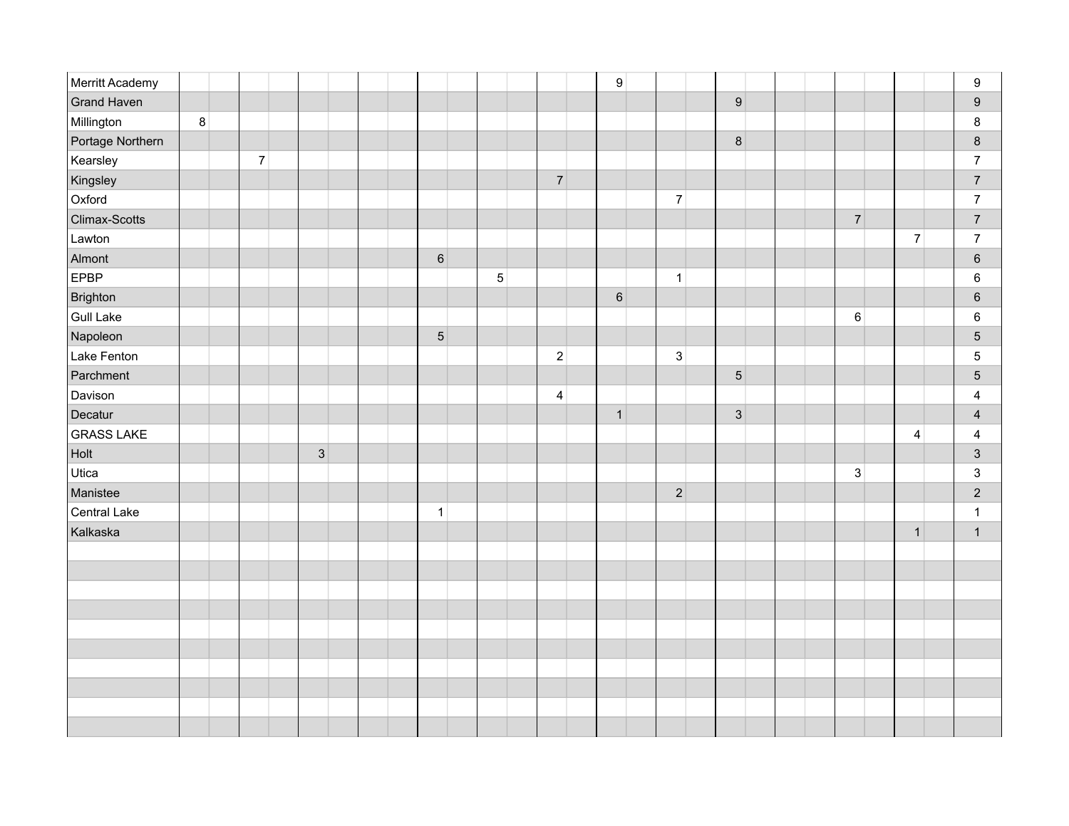| | | | | | | | | | | | | | | | | | | | | | | | | | | | |
|---|---|---|---|---|---|---|---|---|---|---|---|---|---|---|---|---|---|---|---|---|---|---|---|---|---|---|---|
| Merritt Academy | | | | | | | | | | | | | | 9 | | | | | | | | | | | | | 9 |
| Grand Haven | | | | | | | | | | | | | | | | | | 9 | | | | | | | | | 9 |
| Millington | 8 | | | | | | | | | | | | | | | | | | | | | | | | | | 8 |
| Portage Northern | | | | | | | | | | | | | | | | | | 8 | | | | | | | | | 8 |
| Kearsley | | | 7 | | | | | | | | | | | | | | | | | | | | | | | | 7 |
| Kingsley | | | | | | | | | | | | | 7 | | | | | | | | | | | | | | 7 |
| Oxford | | | | | | | | | | | | | | | | | 7 | | | | | | | | | | 7 |
| Climax-Scotts | | | | | | | | | | | | | | | | | | | | | | | 7 | | | | 7 |
| Lawton | | | | | | | | | | | | | | | | | | | | | | | | | 7 | | 7 |
| Almont | | | | | | | | | 6 | | | | | | | | | | | | | | | | | | 6 |
| EPBP | | | | | | | | | | | 5 | | | | | | 1 | | | | | | | | | | 6 |
| Brighton | | | | | | | | | | | | | | 6 | | | | | | | | | | | | | 6 |
| Gull Lake | | | | | | | | | | | | | | | | | | | | | | | 6 | | | | 6 |
| Napoleon | | | | | | | | | 5 | | | | | | | | | | | | | | | | | | 5 |
| Lake Fenton | | | | | | | | | | | | | 2 | | | | 3 | | | | | | | | | | 5 |
| Parchment | | | | | | | | | | | | | | | | | | 5 | | | | | | | | | 5 |
| Davison | | | | | | | | | | | | | 4 | | | | | | | | | | | | | | 4 |
| Decatur | | | | | | | | | | | | | | 1 | | | | 3 | | | | | | | | | 4 |
| GRASS LAKE | | | | | | | | | | | | | | | | | | | | | | | | | 4 | | 4 |
| Holt | | | | | 3 | | | | | | | | | | | | | | | | | | | | | | 3 |
| Utica | | | | | | | | | | | | | | | | | | | | | | | 3 | | | | 3 |
| Manistee | | | | | | | | | | | | | | | | | 2 | | | | | | | | | | 2 |
| Central Lake | | | | | | | | | 1 | | | | | | | | | | | | | | | | | | 1 |
| Kalkaska | | | | | | | | | | | | | | | | | | | | | | | | | 1 | | 1 |